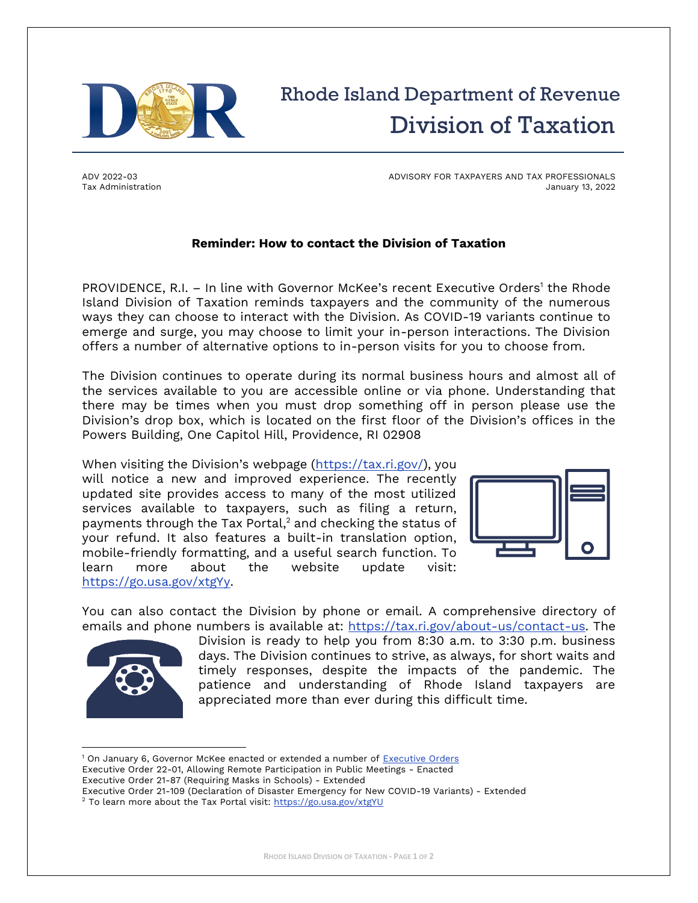# Rhode Island Department of Revenue
## Division of Taxation

ADV 2022-03
Tax Administration

ADVISORY FOR TAXPAYERS AND TAX PROFESSIONALS
January 13, 2022

**Reminder: How to contact the Division of Taxation**

PROVIDENCE, R.I. – In line with Governor McKee's recent Executive Orders[1] the Rhode Island Division of Taxation reminds taxpayers and the community of the numerous ways they can choose to interact with the Division. As COVID-19 variants continue to emerge and surge, you may choose to limit your in-person interactions. The Division offers a number of alternative options to in-person visits for you to choose from.

The Division continues to operate during its normal business hours and almost all of the services available to you are accessible online or via phone. Understanding that there may be times when you must drop something off in person please use the Division's drop box, which is located on the first floor of the Division's offices in the Powers Building, One Capitol Hill, Providence, RI 02908

When visiting the Division's webpage (https://tax.ri.gov/), you will notice a new and improved experience. The recently updated site provides access to many of the most utilized services available to taxpayers, such as filing a return, payments through the Tax Portal,[2] and checking the status of your refund. It also features a built-in translation option, mobile-friendly formatting, and a useful search function. To learn more about the website update visit: https://go.usa.gov/xtgYy.

You can also contact the Division by phone or email. A comprehensive directory of emails and phone numbers is available at: https://tax.ri.gov/about-us/contact-us. The Division is ready to help you from 8:30 a.m. to 3:30 p.m. business days. The Division continues to strive, as always, for short waits and timely responses, despite the impacts of the pandemic. The patience and understanding of Rhode Island taxpayers are appreciated more than ever during this difficult time.

---

[1] On January 6, Governor McKee enacted or extended a number of Executive Orders
Executive Order 22-01, Allowing Remote Participation in Public Meetings - Enacted
Executive Order 21-87 (Requiring Masks in Schools) - Extended
Executive Order 21-109 (Declaration of Disaster Emergency for New COVID-19 Variants) - Extended

[2] To learn more about the Tax Portal visit: https://go.usa.gov/xtgYU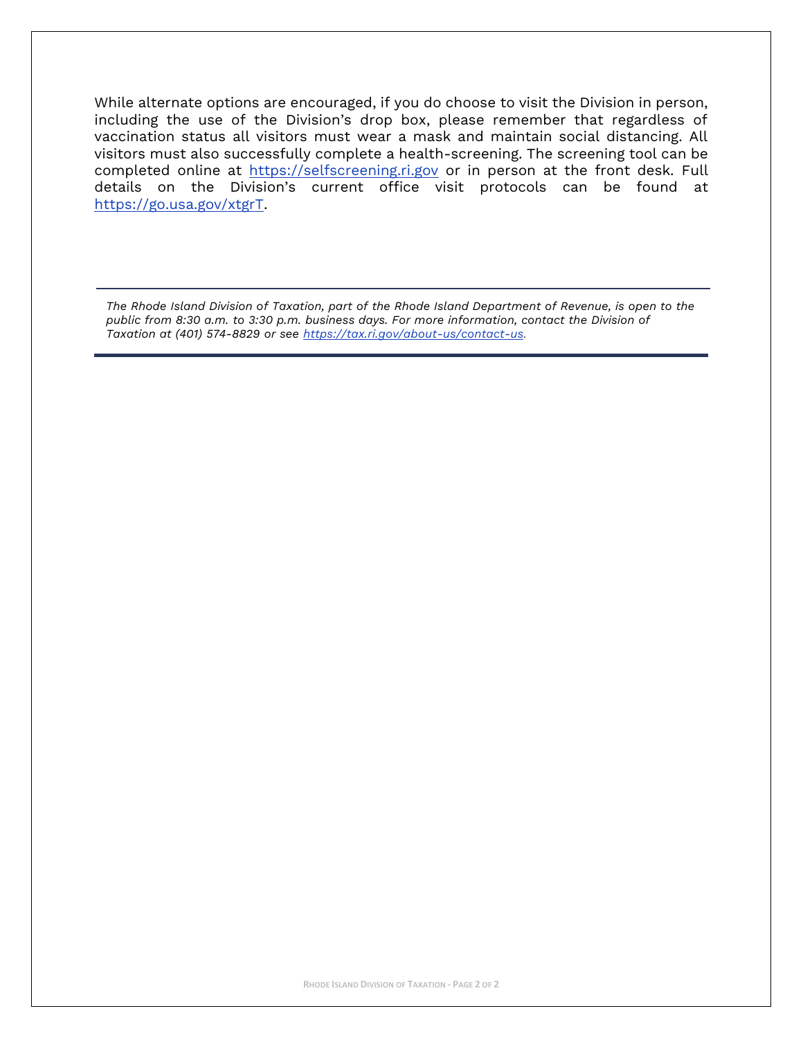While alternate options are encouraged, if you do choose to visit the Division in person, including the use of the Division's drop box, please remember that regardless of vaccination status all visitors must wear a mask and maintain social distancing. All visitors must also successfully complete a health-screening. The screening tool can be completed online at https://selfscreening.ri.gov or in person at the front desk. Full details on the Division's current office visit protocols can be found at https://go.usa.gov/xtgrT.

---

*The Rhode Island Division of Taxation, part of the Rhode Island Department of Revenue, is open to the public from 8:30 a.m. to 3:30 p.m. business days. For more information, contact the Division of Taxation at (401) 574-8829 or see https://tax.ri.gov/about-us/contact-us.*

---